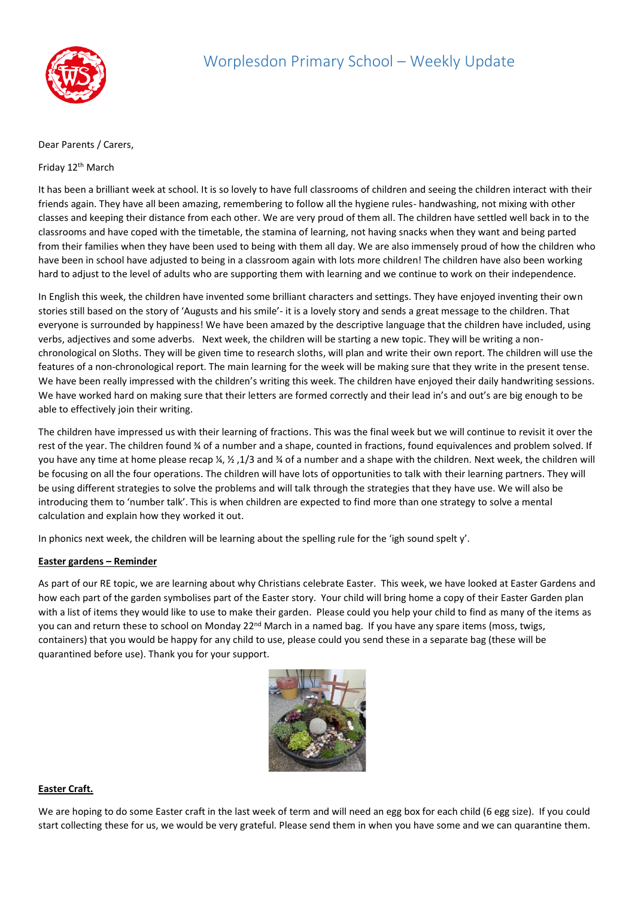# Worplesdon Primary School – Weekly Update

Dear Parents / Carers,

Friday 12th March

It has been a brilliant week at school. It is so lovely to have full classrooms of children and seeing the children interact with their friends again. They have all been amazing, remembering to follow all the hygiene rules- handwashing, not mixing with other classes and keeping their distance from each other. We are very proud of them all. The children have settled well back in to the classrooms and have coped with the timetable, the stamina of learning, not having snacks when they want and being parted from their families when they have been used to being with them all day. We are also immensely proud of how the children who have been in school have adjusted to being in a classroom again with lots more children! The children have also been working hard to adjust to the level of adults who are supporting them with learning and we continue to work on their independence.

In English this week, the children have invented some brilliant characters and settings. They have enjoyed inventing their own stories still based on the story of 'Augusts and his smile'- it is a lovely story and sends a great message to the children. That everyone is surrounded by happiness! We have been amazed by the descriptive language that the children have included, using verbs, adjectives and some adverbs. Next week, the children will be starting a new topic. They will be writing a non-chronological on Sloths. They will be given time to research sloths, will plan and write their own report. The children will use the features of a non-chronological report. The main learning for the week will be making sure that they write in the present tense. We have been really impressed with the children's writing this week. The children have enjoyed their daily handwriting sessions. We have worked hard on making sure that their letters are formed correctly and their lead in's and out's are big enough to be able to effectively join their writing.

The children have impressed us with their learning of fractions. This was the final week but we will continue to revisit it over the rest of the year. The children found ¾ of a number and a shape, counted in fractions, found equivalences and problem solved. If you have any time at home please recap ¼, ½ ,1/3 and ¾ of a number and a shape with the children. Next week, the children will be focusing on all the four operations. The children will have lots of opportunities to talk with their learning partners. They will be using different strategies to solve the problems and will talk through the strategies that they have use. We will also be introducing them to 'number talk'. This is when children are expected to find more than one strategy to solve a mental calculation and explain how they worked it out.

In phonics next week, the children will be learning about the spelling rule for the 'igh sound spelt y'.

**Easter gardens – Reminder**

As part of our RE topic, we are learning about why Christians celebrate Easter. This week, we have looked at Easter Gardens and how each part of the garden symbolises part of the Easter story. Your child will bring home a copy of their Easter Garden plan with a list of items they would like to use to make their garden. Please could you help your child to find as many of the items as you can and return these to school on Monday 22nd March in a named bag. If you have any spare items (moss, twigs, containers) that you would be happy for any child to use, please could you send these in a separate bag (these will be quarantined before use). Thank you for your support.

**Easter Craft.**

We are hoping to do some Easter craft in the last week of term and will need an egg box for each child (6 egg size). If you could start collecting these for us, we would be very grateful. Please send them in when you have some and we can quarantine them.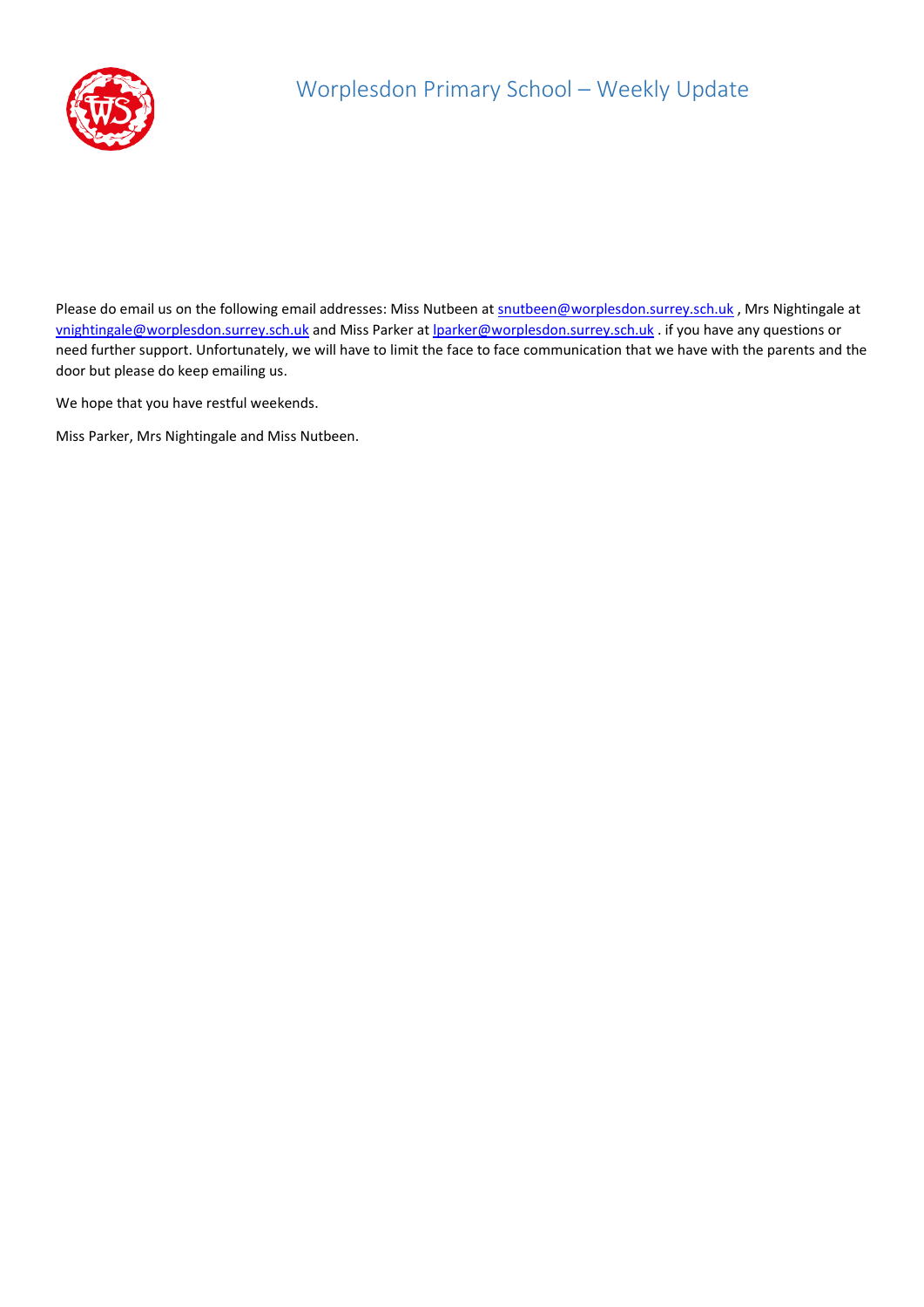Please do email us on the following email addresses: Miss Nutbeen at snutbeen@worplesdon.surrey.sch.uk , Mrs Nightingale at vnightingale@worplesdon.surrey.sch.uk and Miss Parker at lparker@worplesdon.surrey.sch.uk . if you have any questions or need further support. Unfortunately, we will have to limit the face to face communication that we have with the parents and the door but please do keep emailing us.

We hope that you have restful weekends.

Miss Parker, Mrs Nightingale and Miss Nutbeen.